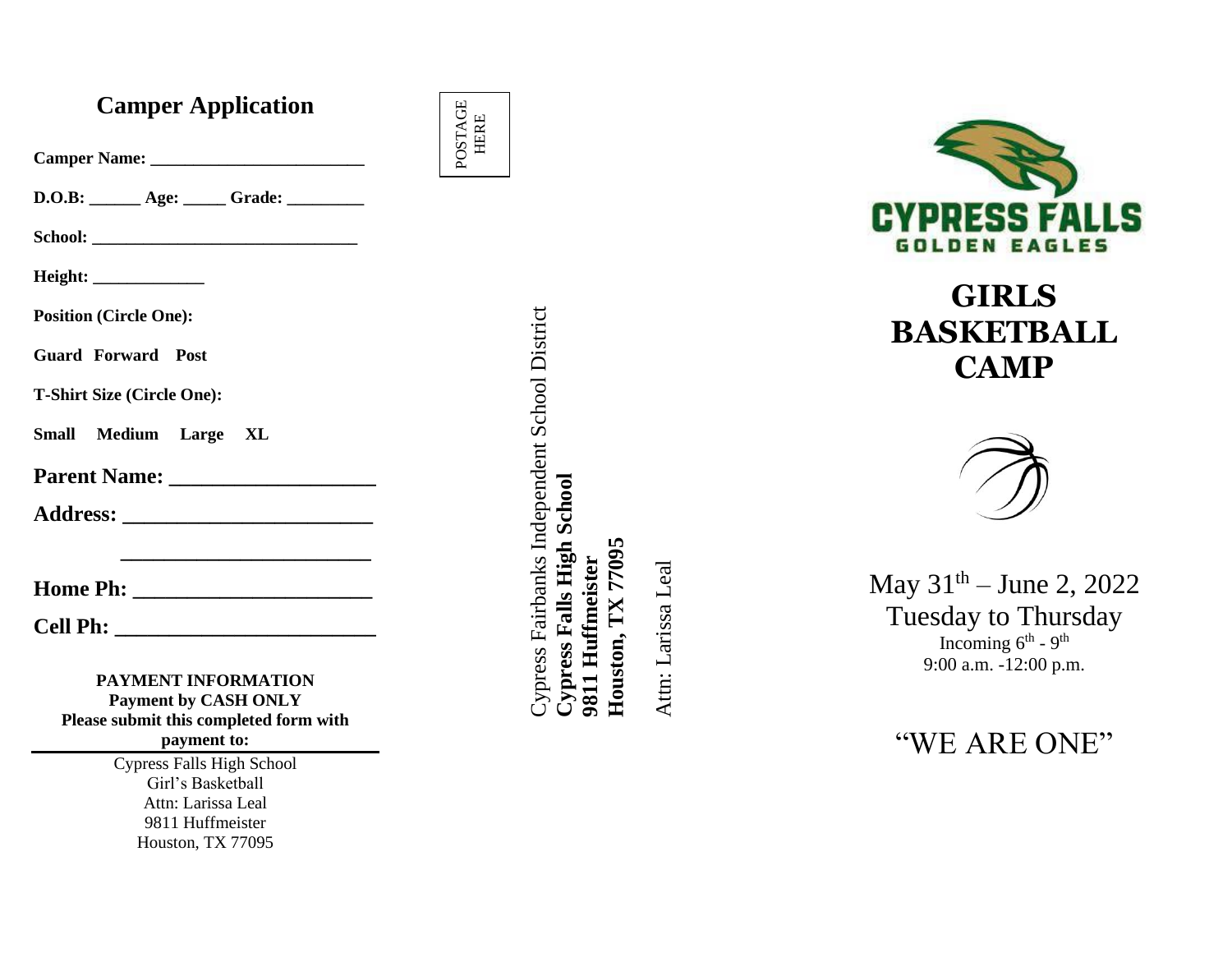## Camper Application

**Camper Name: ________________________**

**D.O.B: ______ Age: _____ Grade: _________**

**School: ______________________________**

**Height: _____________**

**Position (Circle One):**

**Guard Forward Post**

**T-Shirt Size (Circle One):**

**Small Medium Large XL**

**Parent Name: ___________________**

**Address: _______________________**

**_______________________**

**Home Ph: ______________________**

**Cell Ph: _______________________**

**PAYMENT INFORMATION**
**Payment by CASH ONLY**
**Please submit this completed form with payment to:**

Cypress Falls High School
Girl's Basketball
Attn: Larissa Leal
9811 Huffmeister
Houston, TX 77095

POSTAGE HERE

Cypress Fairbanks Independent School District
**Cypress Falls High School**
**9811 Huffmeister**
**Houston, TX 77095**

Attn: Larissa Leal

CYPRESS FALLS
GOLDEN EAGLES

# GIRLS BASKETBALL CAMP

May 31th – June 2, 2022
Tuesday to Thursday
Incoming 6th - 9th
9:00 a.m. -12:00 p.m.

"WE ARE ONE"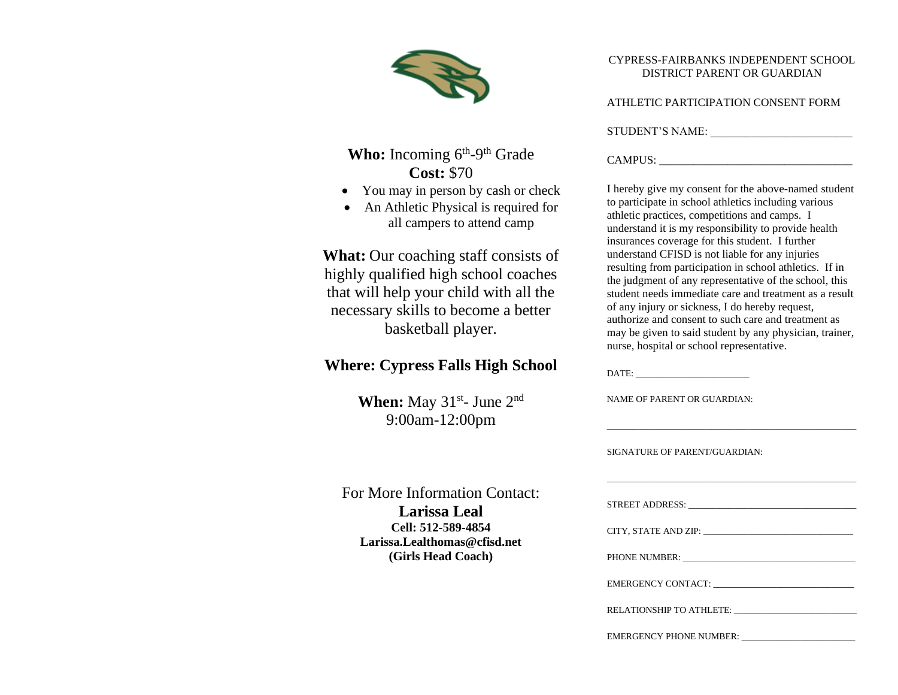**Who:** Incoming 6th-9th Grade
**Cost:** $70

- You may in person by cash or check
- An Athletic Physical is required for all campers to attend camp

**What:** Our coaching staff consists of highly qualified high school coaches that will help your child with all the necessary skills to become a better basketball player.

**Where: Cypress Falls High School**

**When:** May 31st- June 2nd
9:00am-12:00pm

For More Information Contact:
**Larissa Leal**
**Cell: 512-589-4854**
**Larissa.Lealthomas@cfisd.net**
**(Girls Head Coach)**

CYPRESS-FAIRBANKS INDEPENDENT SCHOOL DISTRICT PARENT OR GUARDIAN

ATHLETIC PARTICIPATION CONSENT FORM

STUDENT'S NAME: _________________________

CAMPUS: _________________________________

I hereby give my consent for the above-named student to participate in school athletics including various athletic practices, competitions and camps. I understand it is my responsibility to provide health insurances coverage for this student. I further understand CFISD is not liable for any injuries resulting from participation in school athletics. If in the judgment of any representative of the school, this student needs immediate care and treatment as a result of any injury or sickness, I do hereby request, authorize and consent to such care and treatment as may be given to said student by any physician, trainer, nurse, hospital or school representative.

DATE: _______________________

NAME OF PARENT OR GUARDIAN:

_________________________________________________

SIGNATURE OF PARENT/GUARDIAN:

_________________________________________________

STREET ADDRESS: ___________________________________

CITY, STATE AND ZIP: _______________________________

PHONE NUMBER: ___________________________________

EMERGENCY CONTACT: ______________________________

RELATIONSHIP TO ATHLETE: __________________________

EMERGENCY PHONE NUMBER: ________________________